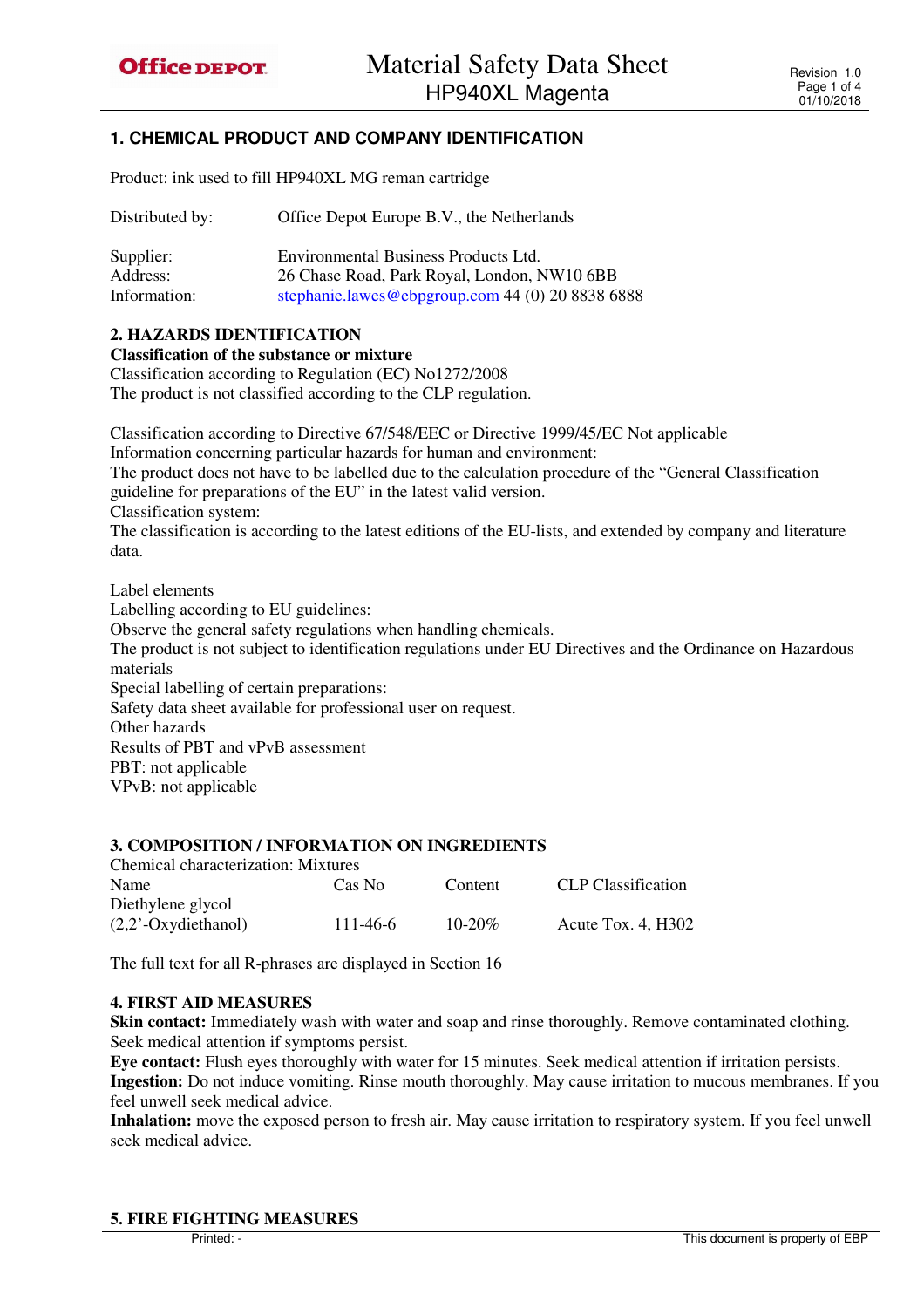# Material Safety Data Sheet
## HP940XL Magenta

## 1. CHEMICAL PRODUCT AND COMPANY IDENTIFICATION

Product: ink used to fill HP940XL MG reman cartridge

Distributed by: Office Depot Europe B.V., the Netherlands

Supplier: Environmental Business Products Ltd.
Address: 26 Chase Road, Park Royal, London, NW10 6BB
Information: stephanie.lawes@ebpgroup.com 44 (0) 20 8838 6888

## 2. HAZARDS IDENTIFICATION

**Classification of the substance or mixture**

Classification according to Regulation (EC) No1272/2008
The product is not classified according to the CLP regulation.

Classification according to Directive 67/548/EEC or Directive 1999/45/EC Not applicable
Information concerning particular hazards for human and environment:
The product does not have to be labelled due to the calculation procedure of the "General Classification guideline for preparations of the EU" in the latest valid version.
Classification system:
The classification is according to the latest editions of the EU-lists, and extended by company and literature data.

Label elements
Labelling according to EU guidelines:
Observe the general safety regulations when handling chemicals.
The product is not subject to identification regulations under EU Directives and the Ordinance on Hazardous materials
Special labelling of certain preparations:
Safety data sheet available for professional user on request.
Other hazards
Results of PBT and vPvB assessment
PBT: not applicable
VPvB: not applicable

## 3. COMPOSITION / INFORMATION ON INGREDIENTS

Chemical characterization: Mixtures

| Name | Cas No | Content | CLP Classification |
|---|---|---|---|
| Diethylene glycol (2,2'-Oxydiethanol) | 111-46-6 | 10-20% | Acute Tox. 4, H302 |

The full text for all R-phrases are displayed in Section 16

## 4. FIRST AID MEASURES

**Skin contact:** Immediately wash with water and soap and rinse thoroughly. Remove contaminated clothing. Seek medical attention if symptoms persist.
**Eye contact:** Flush eyes thoroughly with water for 15 minutes. Seek medical attention if irritation persists.
**Ingestion:** Do not induce vomiting. Rinse mouth thoroughly. May cause irritation to mucous membranes. If you feel unwell seek medical advice.
**Inhalation:** move the exposed person to fresh air. May cause irritation to respiratory system. If you feel unwell seek medical advice.

## 5. FIRE FIGHTING MEASURES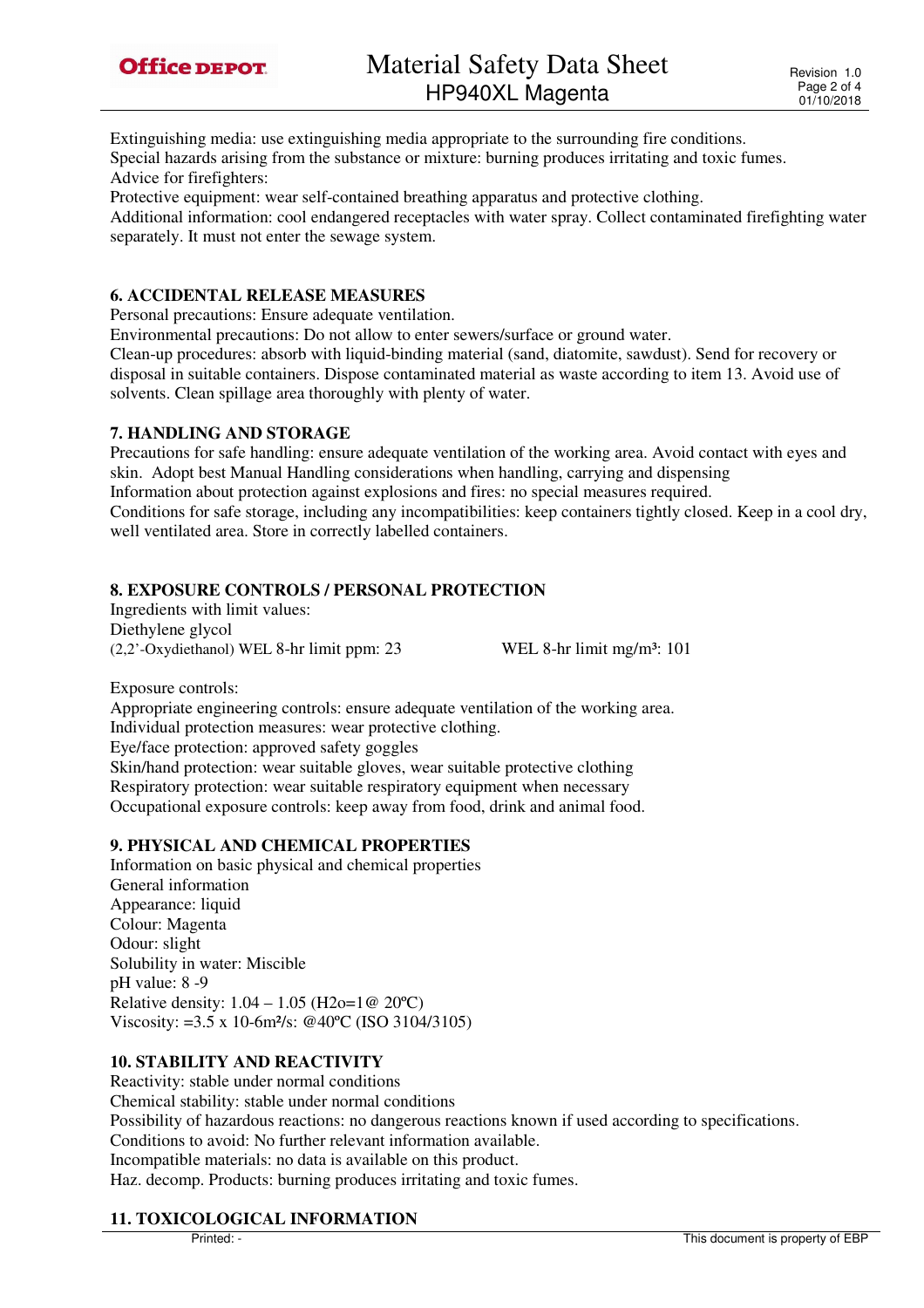Extinguishing media: use extinguishing media appropriate to the surrounding fire conditions.
Special hazards arising from the substance or mixture: burning produces irritating and toxic fumes.
Advice for firefighters:
Protective equipment: wear self-contained breathing apparatus and protective clothing.
Additional information: cool endangered receptacles with water spray. Collect contaminated firefighting water separately. It must not enter the sewage system.

## 6. ACCIDENTAL RELEASE MEASURES

Personal precautions: Ensure adequate ventilation.
Environmental precautions: Do not allow to enter sewers/surface or ground water.
Clean-up procedures: absorb with liquid-binding material (sand, diatomite, sawdust). Send for recovery or disposal in suitable containers. Dispose contaminated material as waste according to item 13. Avoid use of solvents. Clean spillage area thoroughly with plenty of water.

## 7. HANDLING AND STORAGE

Precautions for safe handling: ensure adequate ventilation of the working area. Avoid contact with eyes and skin. Adopt best Manual Handling considerations when handling, carrying and dispensing
Information about protection against explosions and fires: no special measures required.
Conditions for safe storage, including any incompatibilities: keep containers tightly closed. Keep in a cool dry, well ventilated area. Store in correctly labelled containers.

## 8. EXPOSURE CONTROLS / PERSONAL PROTECTION

Ingredients with limit values:
Diethylene glycol
(2,2'-Oxydiethanol) WEL 8-hr limit ppm: 23 WEL 8-hr limit mg/m³: 101

Exposure controls:
Appropriate engineering controls: ensure adequate ventilation of the working area.
Individual protection measures: wear protective clothing.
Eye/face protection: approved safety goggles
Skin/hand protection: wear suitable gloves, wear suitable protective clothing
Respiratory protection: wear suitable respiratory equipment when necessary
Occupational exposure controls: keep away from food, drink and animal food.

## 9. PHYSICAL AND CHEMICAL PROPERTIES

Information on basic physical and chemical properties
General information
Appearance: liquid
Colour: Magenta
Odour: slight
Solubility in water: Miscible
pH value: 8 -9
Relative density: 1.04 – 1.05 (H2o=1@ 20ºC)
Viscosity: =3.5 x 10-6m²/s: @40ºC (ISO 3104/3105)

## 10. STABILITY AND REACTIVITY

Reactivity: stable under normal conditions
Chemical stability: stable under normal conditions
Possibility of hazardous reactions: no dangerous reactions known if used according to specifications.
Conditions to avoid: No further relevant information available.
Incompatible materials: no data is available on this product.
Haz. decomp. Products: burning produces irritating and toxic fumes.

## 11. TOXICOLOGICAL INFORMATION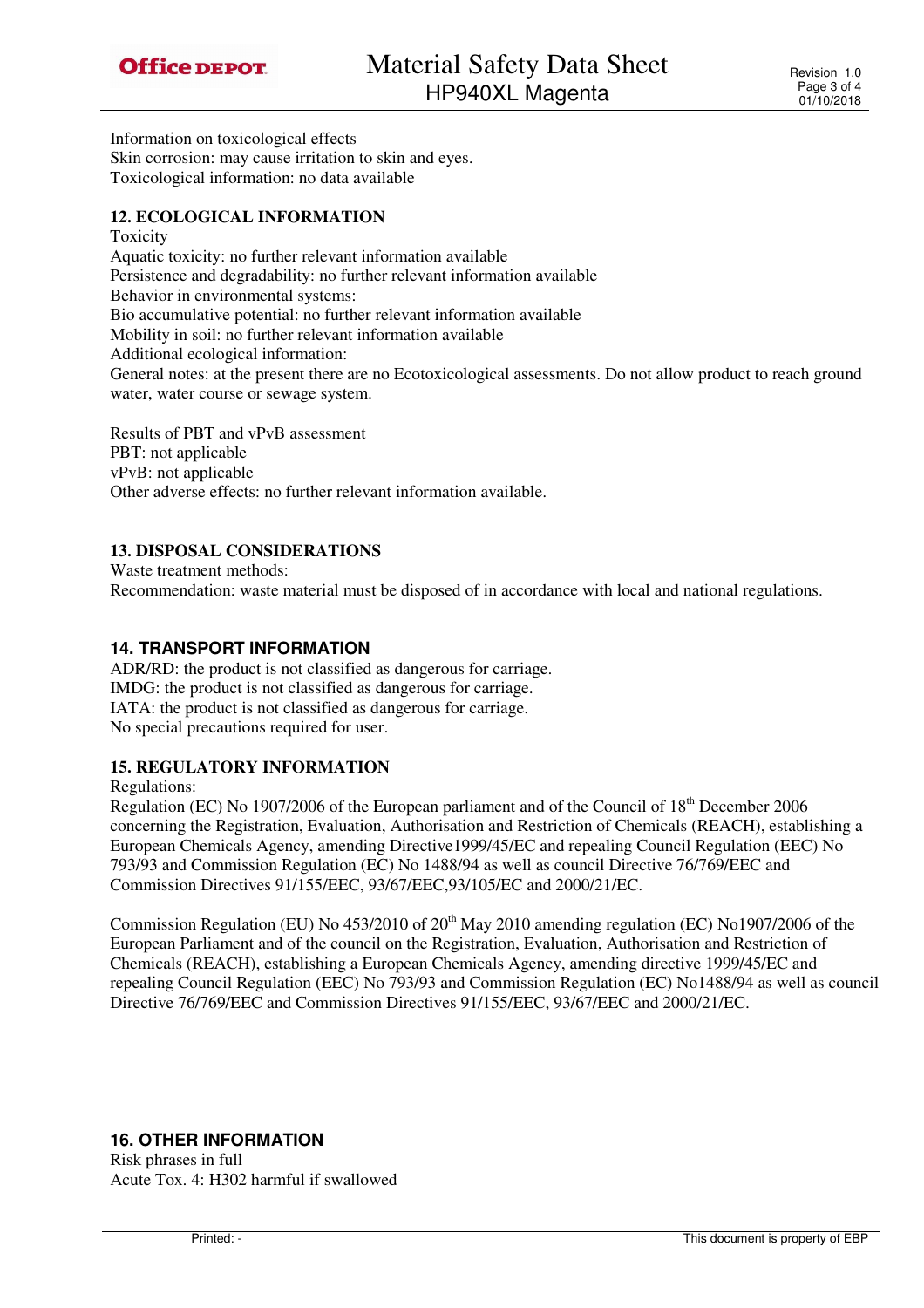Information on toxicological effects
Skin corrosion: may cause irritation to skin and eyes.
Toxicological information: no data available

## 12. ECOLOGICAL INFORMATION

Toxicity
Aquatic toxicity: no further relevant information available
Persistence and degradability: no further relevant information available
Behavior in environmental systems:
Bio accumulative potential: no further relevant information available
Mobility in soil: no further relevant information available
Additional ecological information:
General notes: at the present there are no Ecotoxicological assessments. Do not allow product to reach ground water, water course or sewage system.

Results of PBT and vPvB assessment
PBT: not applicable
vPvB: not applicable
Other adverse effects: no further relevant information available.

## 13. DISPOSAL CONSIDERATIONS

Waste treatment methods:
Recommendation: waste material must be disposed of in accordance with local and national regulations.

## 14. TRANSPORT INFORMATION

ADR/RD: the product is not classified as dangerous for carriage.
IMDG: the product is not classified as dangerous for carriage.
IATA: the product is not classified as dangerous for carriage.
No special precautions required for user.

## 15. REGULATORY INFORMATION

Regulations:
Regulation (EC) No 1907/2006 of the European parliament and of the Council of 18th December 2006 concerning the Registration, Evaluation, Authorisation and Restriction of Chemicals (REACH), establishing a European Chemicals Agency, amending Directive1999/45/EC and repealing Council Regulation (EEC) No 793/93 and Commission Regulation (EC) No 1488/94 as well as council Directive 76/769/EEC and Commission Directives 91/155/EEC, 93/67/EEC,93/105/EC and 2000/21/EC.

Commission Regulation (EU) No 453/2010 of 20th May 2010 amending regulation (EC) No1907/2006 of the European Parliament and of the council on the Registration, Evaluation, Authorisation and Restriction of Chemicals (REACH), establishing a European Chemicals Agency, amending directive 1999/45/EC and repealing Council Regulation (EEC) No 793/93 and Commission Regulation (EC) No1488/94 as well as council Directive 76/769/EEC and Commission Directives 91/155/EEC, 93/67/EEC and 2000/21/EC.

## 16. OTHER INFORMATION

Risk phrases in full
Acute Tox. 4: H302 harmful if swallowed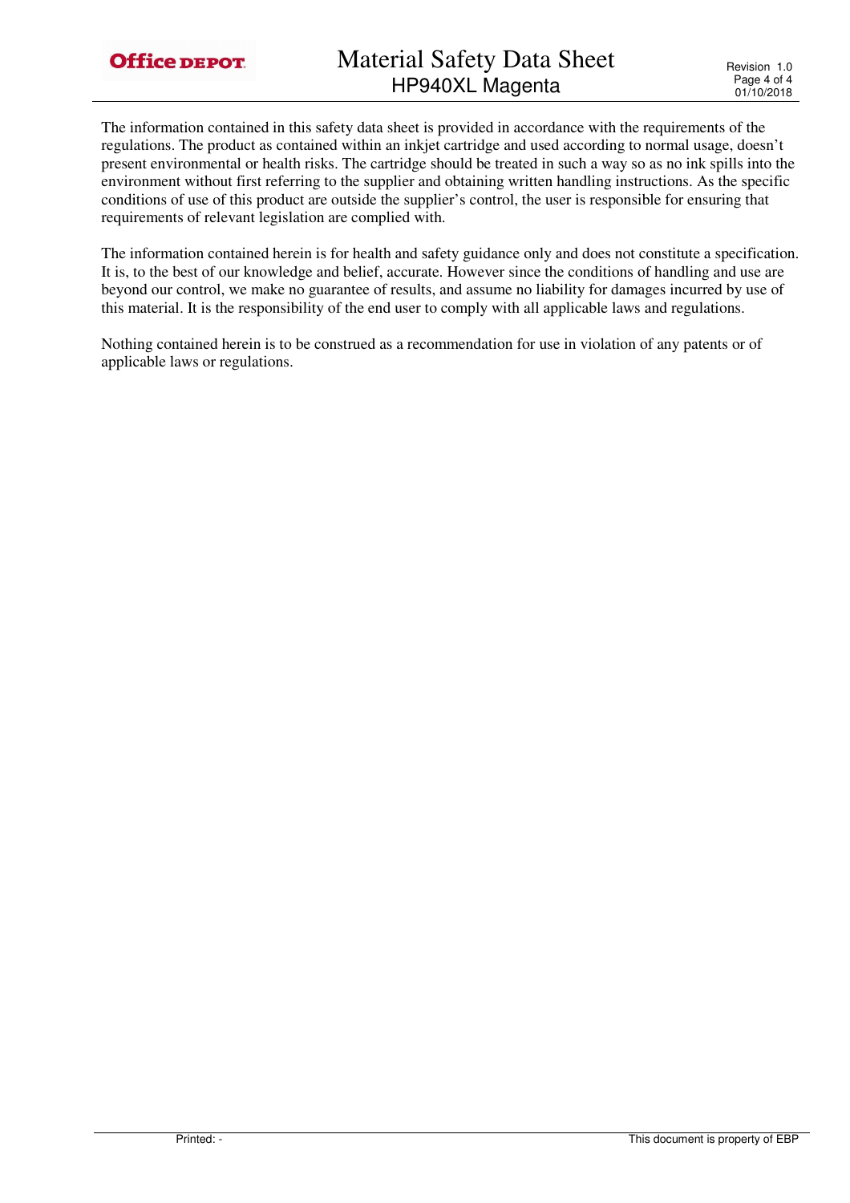The information contained in this safety data sheet is provided in accordance with the requirements of the regulations. The product as contained within an inkjet cartridge and used according to normal usage, doesn't present environmental or health risks. The cartridge should be treated in such a way so as no ink spills into the environment without first referring to the supplier and obtaining written handling instructions. As the specific conditions of use of this product are outside the supplier's control, the user is responsible for ensuring that requirements of relevant legislation are complied with.

The information contained herein is for health and safety guidance only and does not constitute a specification. It is, to the best of our knowledge and belief, accurate. However since the conditions of handling and use are beyond our control, we make no guarantee of results, and assume no liability for damages incurred by use of this material. It is the responsibility of the end user to comply with all applicable laws and regulations.

Nothing contained herein is to be construed as a recommendation for use in violation of any patents or of applicable laws or regulations.